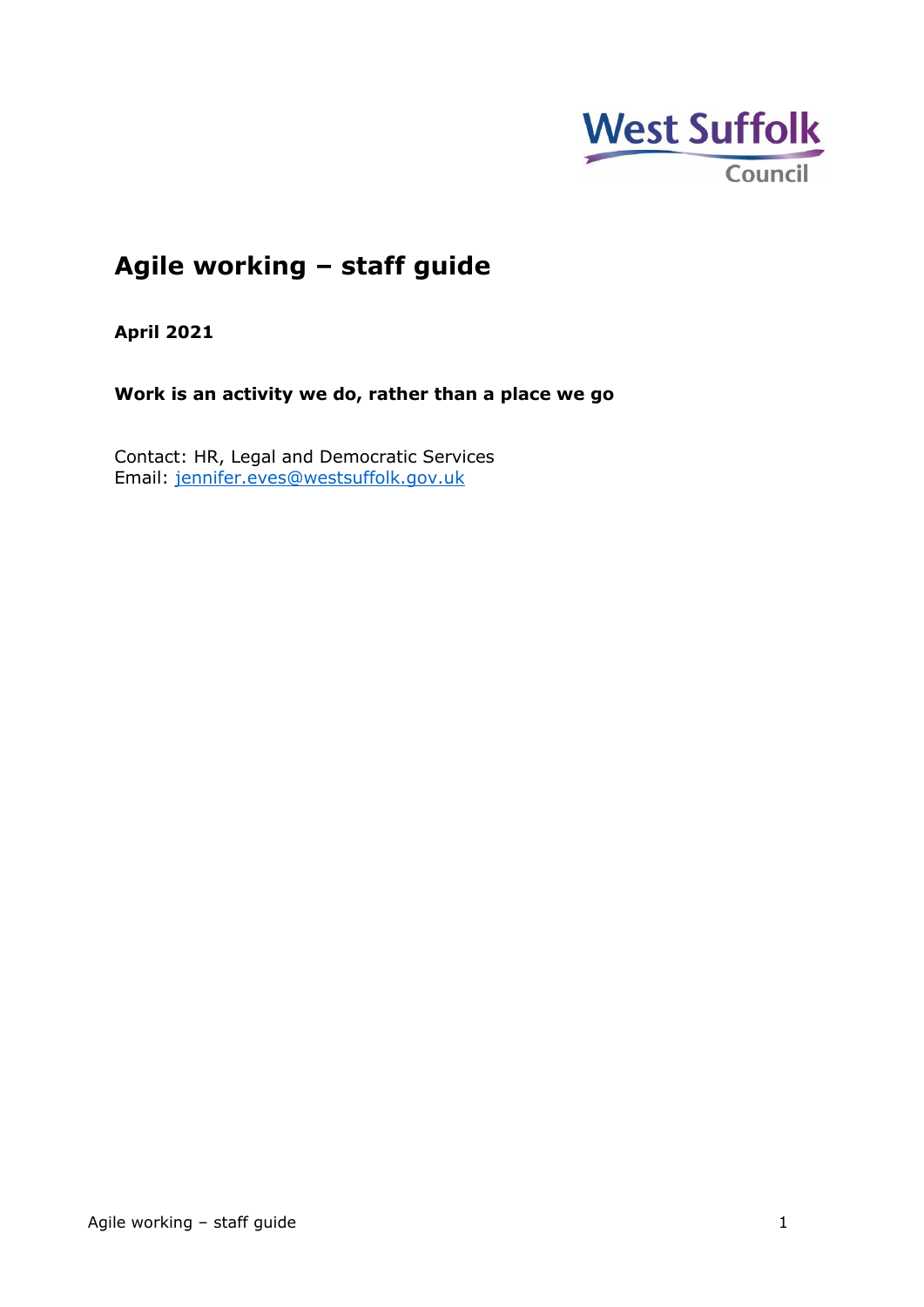West Suffolk Council

# Agile working – staff guide

**April 2021**

**Work is an activity we do, rather than a place we go**

Contact: HR, Legal and Democratic Services
Email: jennifer.eves@westsuffolk.gov.uk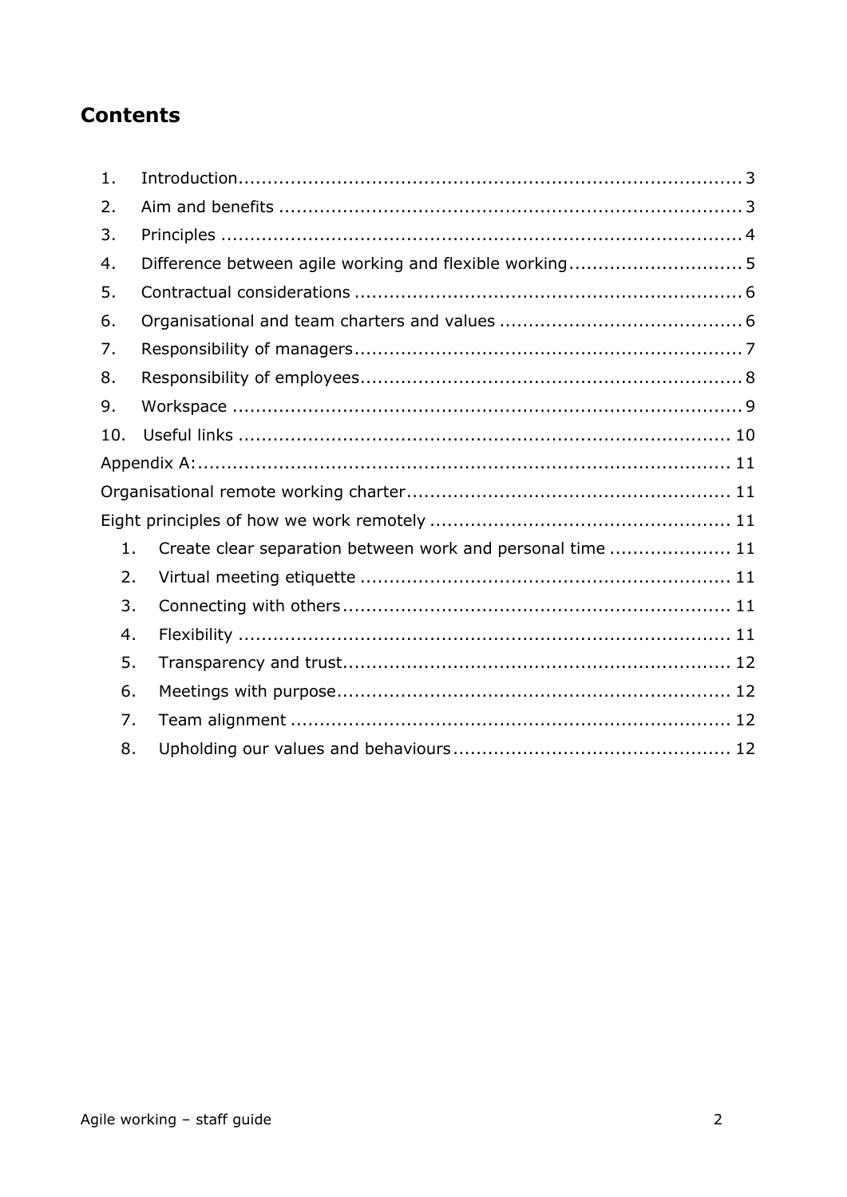## Contents

1. Introduction ........................................................................................ 3
2. Aim and benefits ................................................................................ 3
3. Principles ........................................................................................... 4
4. Difference between agile working and flexible working ............................ 5
5. Contractual considerations ................................................................... 6
6. Organisational and team charters and values .......................................... 6
7. Responsibility of managers ................................................................... 7
8. Responsibility of employees .................................................................. 8
9. Workspace ......................................................................................... 9
10. Useful links ....................................................................................... 10

Appendix A: ........................................................................................... 11

Organisational remote working charter ........................................................ 11

Eight principles of how we work remotely .................................................... 11

1. Create clear separation between work and personal time ..................... 11
2. Virtual meeting etiquette ................................................................ 11
3. Connecting with others ................................................................... 11
4. Flexibility ..................................................................................... 11
5. Transparency and trust ................................................................... 12
6. Meetings with purpose .................................................................... 12
7. Team alignment ............................................................................ 12
8. Upholding our values and behaviours ................................................ 12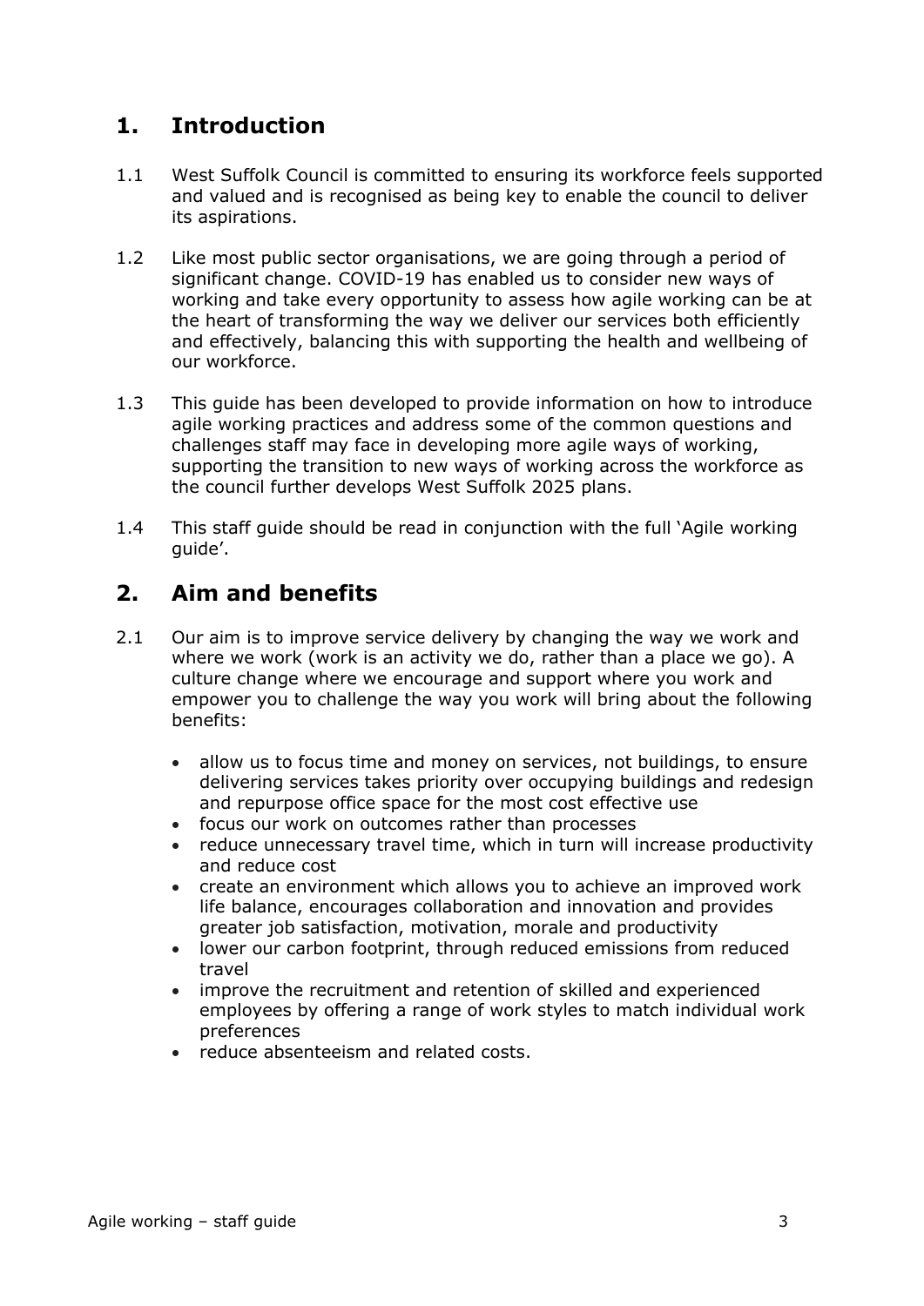## 1. Introduction

1.1 West Suffolk Council is committed to ensuring its workforce feels supported and valued and is recognised as being key to enable the council to deliver its aspirations.

1.2 Like most public sector organisations, we are going through a period of significant change. COVID-19 has enabled us to consider new ways of working and take every opportunity to assess how agile working can be at the heart of transforming the way we deliver our services both efficiently and effectively, balancing this with supporting the health and wellbeing of our workforce.

1.3 This guide has been developed to provide information on how to introduce agile working practices and address some of the common questions and challenges staff may face in developing more agile ways of working, supporting the transition to new ways of working across the workforce as the council further develops West Suffolk 2025 plans.

1.4 This staff guide should be read in conjunction with the full 'Agile working guide'.

## 2. Aim and benefits

2.1 Our aim is to improve service delivery by changing the way we work and where we work (work is an activity we do, rather than a place we go). A culture change where we encourage and support where you work and empower you to challenge the way you work will bring about the following benefits:

- allow us to focus time and money on services, not buildings, to ensure delivering services takes priority over occupying buildings and redesign and repurpose office space for the most cost effective use
- focus our work on outcomes rather than processes
- reduce unnecessary travel time, which in turn will increase productivity and reduce cost
- create an environment which allows you to achieve an improved work life balance, encourages collaboration and innovation and provides greater job satisfaction, motivation, morale and productivity
- lower our carbon footprint, through reduced emissions from reduced travel
- improve the recruitment and retention of skilled and experienced employees by offering a range of work styles to match individual work preferences
- reduce absenteeism and related costs.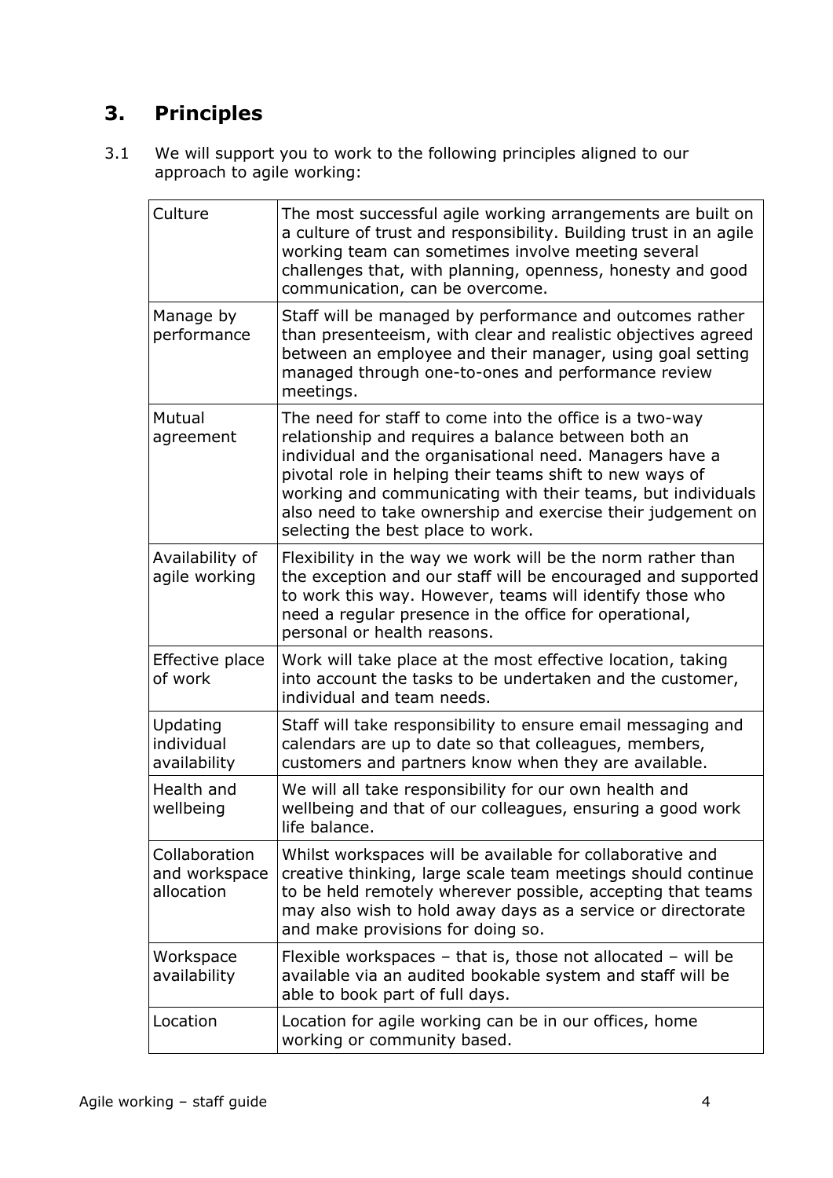## 3. Principles

3.1 We will support you to work to the following principles aligned to our approach to agile working:

| | |
|---|---|
| Culture | The most successful agile working arrangements are built on a culture of trust and responsibility. Building trust in an agile working team can sometimes involve meeting several challenges that, with planning, openness, honesty and good communication, can be overcome. |
| Manage by performance | Staff will be managed by performance and outcomes rather than presenteeism, with clear and realistic objectives agreed between an employee and their manager, using goal setting managed through one-to-ones and performance review meetings. |
| Mutual agreement | The need for staff to come into the office is a two-way relationship and requires a balance between both an individual and the organisational need. Managers have a pivotal role in helping their teams shift to new ways of working and communicating with their teams, but individuals also need to take ownership and exercise their judgement on selecting the best place to work. |
| Availability of agile working | Flexibility in the way we work will be the norm rather than the exception and our staff will be encouraged and supported to work this way. However, teams will identify those who need a regular presence in the office for operational, personal or health reasons. |
| Effective place of work | Work will take place at the most effective location, taking into account the tasks to be undertaken and the customer, individual and team needs. |
| Updating individual availability | Staff will take responsibility to ensure email messaging and calendars are up to date so that colleagues, members, customers and partners know when they are available. |
| Health and wellbeing | We will all take responsibility for our own health and wellbeing and that of our colleagues, ensuring a good work life balance. |
| Collaboration and workspace allocation | Whilst workspaces will be available for collaborative and creative thinking, large scale team meetings should continue to be held remotely wherever possible, accepting that teams may also wish to hold away days as a service or directorate and make provisions for doing so. |
| Workspace availability | Flexible workspaces – that is, those not allocated – will be available via an audited bookable system and staff will be able to book part of full days. |
| Location | Location for agile working can be in our offices, home working or community based. |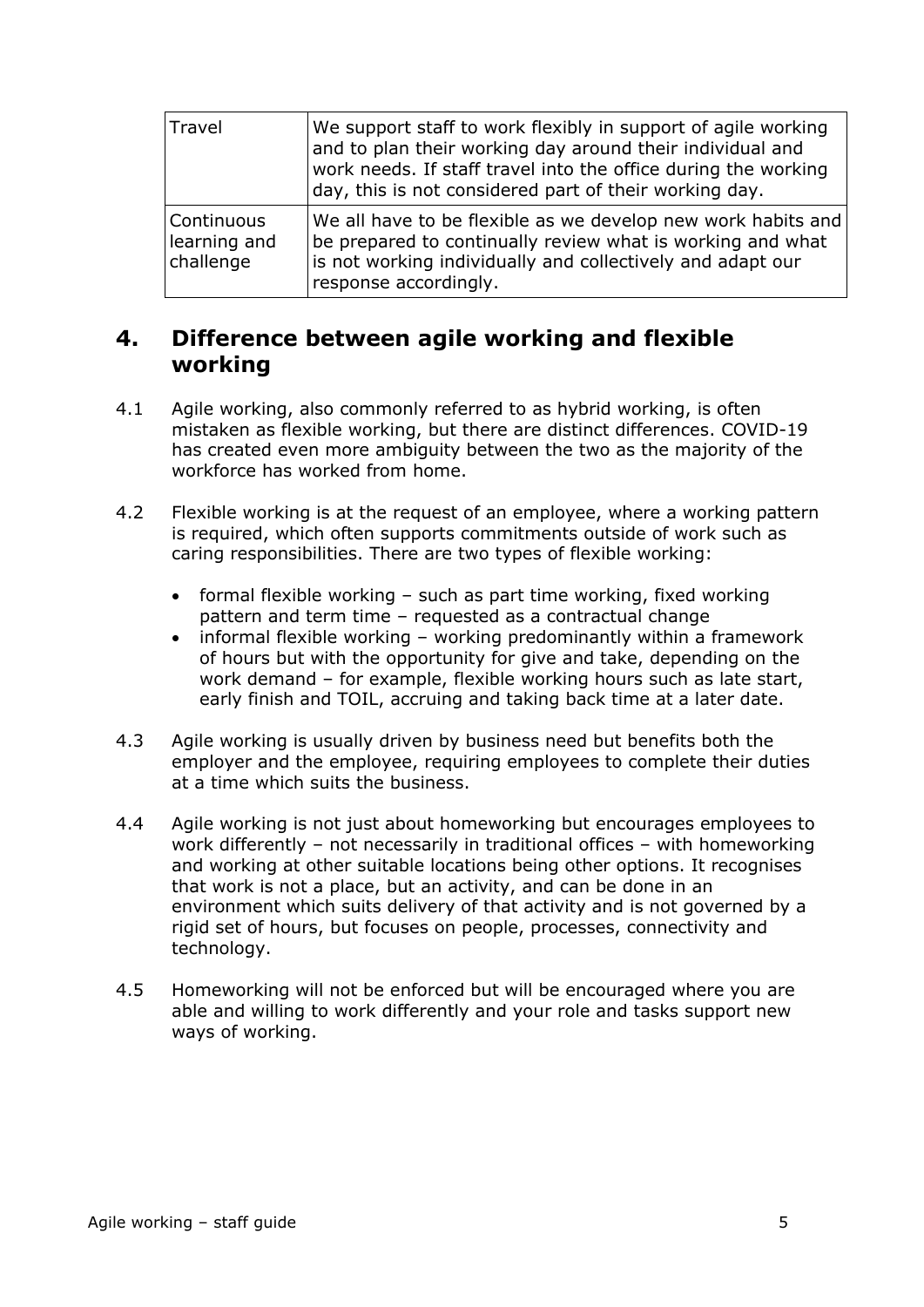| Travel | We support staff to work flexibly in support of agile working and to plan their working day around their individual and work needs. If staff travel into the office during the working day, this is not considered part of their working day. |
|---|---|
| Continuous learning and challenge | We all have to be flexible as we develop new work habits and be prepared to continually review what is working and what is not working individually and collectively and adapt our response accordingly. |

## 4. Difference between agile working and flexible working

4.1 Agile working, also commonly referred to as hybrid working, is often mistaken as flexible working, but there are distinct differences. COVID-19 has created even more ambiguity between the two as the majority of the workforce has worked from home.

4.2 Flexible working is at the request of an employee, where a working pattern is required, which often supports commitments outside of work such as caring responsibilities. There are two types of flexible working:

- formal flexible working – such as part time working, fixed working pattern and term time – requested as a contractual change
- informal flexible working – working predominantly within a framework of hours but with the opportunity for give and take, depending on the work demand – for example, flexible working hours such as late start, early finish and TOIL, accruing and taking back time at a later date.

4.3 Agile working is usually driven by business need but benefits both the employer and the employee, requiring employees to complete their duties at a time which suits the business.

4.4 Agile working is not just about homeworking but encourages employees to work differently – not necessarily in traditional offices – with homeworking and working at other suitable locations being other options. It recognises that work is not a place, but an activity, and can be done in an environment which suits delivery of that activity and is not governed by a rigid set of hours, but focuses on people, processes, connectivity and technology.

4.5 Homeworking will not be enforced but will be encouraged where you are able and willing to work differently and your role and tasks support new ways of working.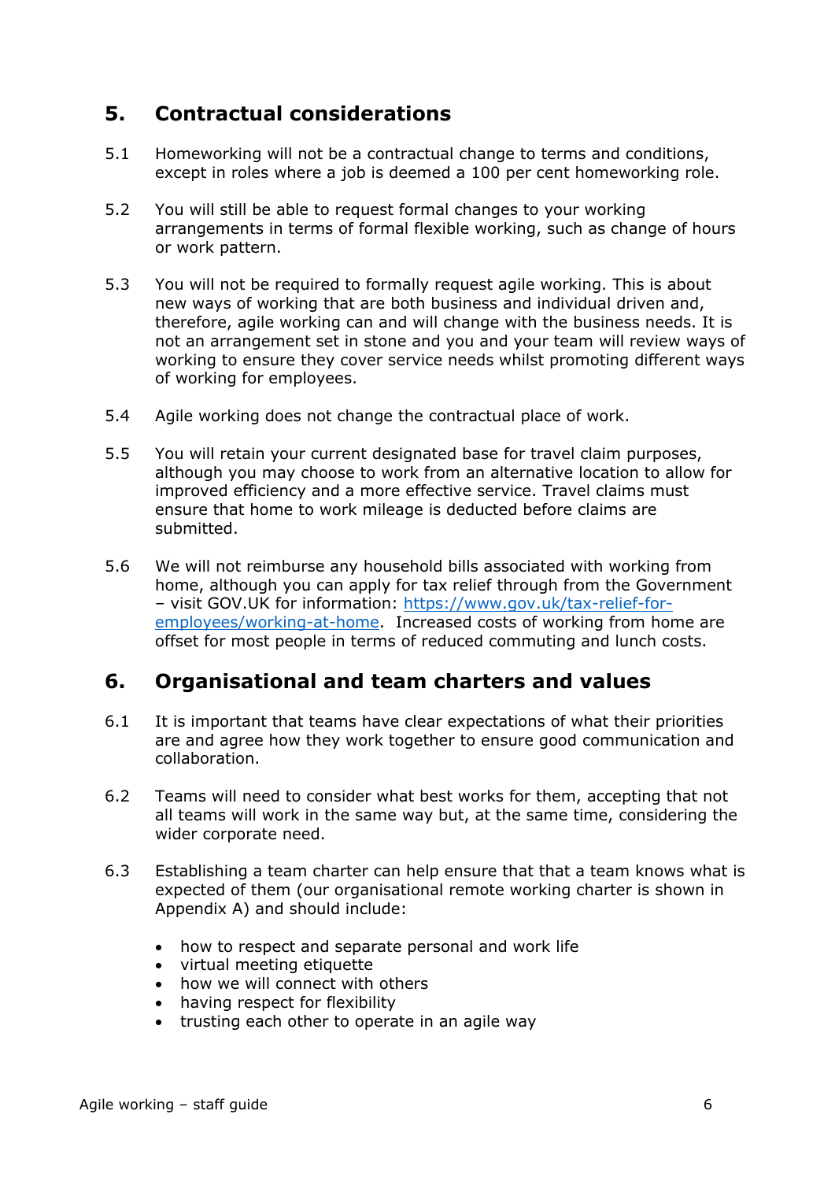## 5. Contractual considerations

5.1 Homeworking will not be a contractual change to terms and conditions, except in roles where a job is deemed a 100 per cent homeworking role.

5.2 You will still be able to request formal changes to your working arrangements in terms of formal flexible working, such as change of hours or work pattern.

5.3 You will not be required to formally request agile working. This is about new ways of working that are both business and individual driven and, therefore, agile working can and will change with the business needs. It is not an arrangement set in stone and you and your team will review ways of working to ensure they cover service needs whilst promoting different ways of working for employees.

5.4 Agile working does not change the contractual place of work.

5.5 You will retain your current designated base for travel claim purposes, although you may choose to work from an alternative location to allow for improved efficiency and a more effective service. Travel claims must ensure that home to work mileage is deducted before claims are submitted.

5.6 We will not reimburse any household bills associated with working from home, although you can apply for tax relief through from the Government – visit GOV.UK for information: [https://www.gov.uk/tax-relief-for-employees/working-at-home](https://www.gov.uk/tax-relief-for-employees/working-at-home). Increased costs of working from home are offset for most people in terms of reduced commuting and lunch costs.

## 6. Organisational and team charters and values

6.1 It is important that teams have clear expectations of what their priorities are and agree how they work together to ensure good communication and collaboration.

6.2 Teams will need to consider what best works for them, accepting that not all teams will work in the same way but, at the same time, considering the wider corporate need.

6.3 Establishing a team charter can help ensure that that a team knows what is expected of them (our organisational remote working charter is shown in Appendix A) and should include:

- how to respect and separate personal and work life
- virtual meeting etiquette
- how we will connect with others
- having respect for flexibility
- trusting each other to operate in an agile way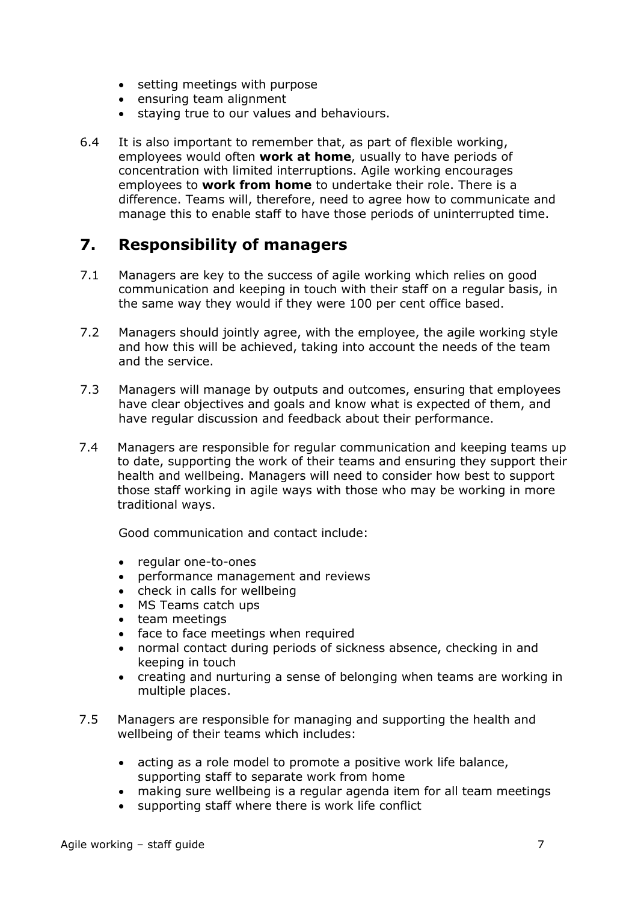- setting meetings with purpose
- ensuring team alignment
- staying true to our values and behaviours.

6.4 It is also important to remember that, as part of flexible working, employees would often **work at home**, usually to have periods of concentration with limited interruptions. Agile working encourages employees to **work from home** to undertake their role. There is a difference. Teams will, therefore, need to agree how to communicate and manage this to enable staff to have those periods of uninterrupted time.

## 7. Responsibility of managers

7.1 Managers are key to the success of agile working which relies on good communication and keeping in touch with their staff on a regular basis, in the same way they would if they were 100 per cent office based.

7.2 Managers should jointly agree, with the employee, the agile working style and how this will be achieved, taking into account the needs of the team and the service.

7.3 Managers will manage by outputs and outcomes, ensuring that employees have clear objectives and goals and know what is expected of them, and have regular discussion and feedback about their performance.

7.4 Managers are responsible for regular communication and keeping teams up to date, supporting the work of their teams and ensuring they support their health and wellbeing. Managers will need to consider how best to support those staff working in agile ways with those who may be working in more traditional ways.

Good communication and contact include:

- regular one-to-ones
- performance management and reviews
- check in calls for wellbeing
- MS Teams catch ups
- team meetings
- face to face meetings when required
- normal contact during periods of sickness absence, checking in and keeping in touch
- creating and nurturing a sense of belonging when teams are working in multiple places.

7.5 Managers are responsible for managing and supporting the health and wellbeing of their teams which includes:

- acting as a role model to promote a positive work life balance, supporting staff to separate work from home
- making sure wellbeing is a regular agenda item for all team meetings
- supporting staff where there is work life conflict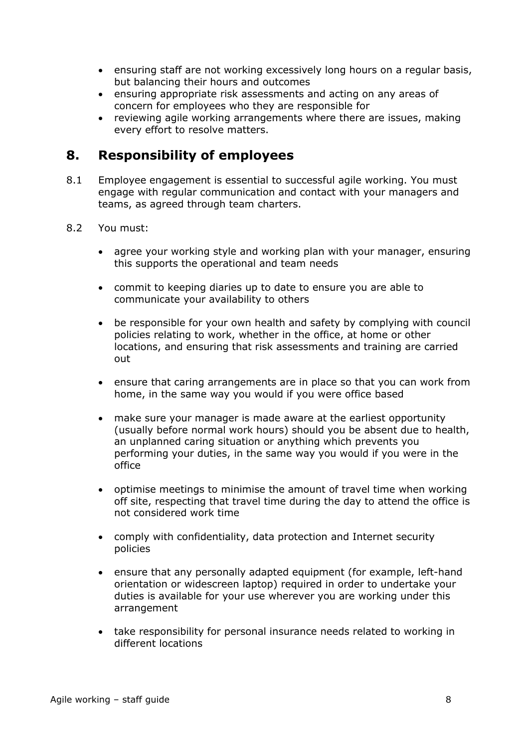- ensuring staff are not working excessively long hours on a regular basis, but balancing their hours and outcomes
- ensuring appropriate risk assessments and acting on any areas of concern for employees who they are responsible for
- reviewing agile working arrangements where there are issues, making every effort to resolve matters.

## 8. Responsibility of employees

8.1 Employee engagement is essential to successful agile working. You must engage with regular communication and contact with your managers and teams, as agreed through team charters.

8.2 You must:

- agree your working style and working plan with your manager, ensuring this supports the operational and team needs

- commit to keeping diaries up to date to ensure you are able to communicate your availability to others

- be responsible for your own health and safety by complying with council policies relating to work, whether in the office, at home or other locations, and ensuring that risk assessments and training are carried out

- ensure that caring arrangements are in place so that you can work from home, in the same way you would if you were office based

- make sure your manager is made aware at the earliest opportunity (usually before normal work hours) should you be absent due to health, an unplanned caring situation or anything which prevents you performing your duties, in the same way you would if you were in the office

- optimise meetings to minimise the amount of travel time when working off site, respecting that travel time during the day to attend the office is not considered work time

- comply with confidentiality, data protection and Internet security policies

- ensure that any personally adapted equipment (for example, left-hand orientation or widescreen laptop) required in order to undertake your duties is available for your use wherever you are working under this arrangement

- take responsibility for personal insurance needs related to working in different locations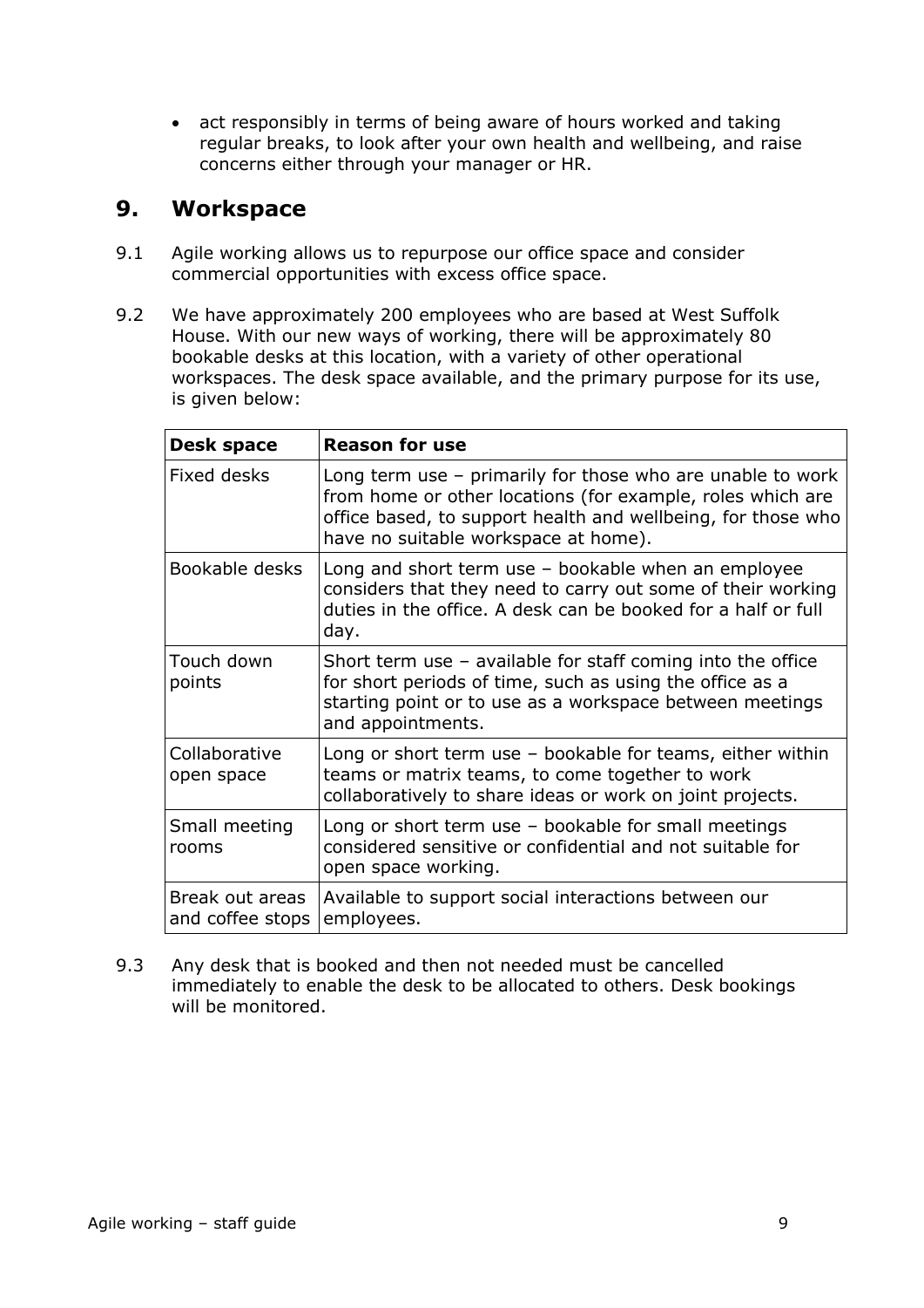- act responsibly in terms of being aware of hours worked and taking regular breaks, to look after your own health and wellbeing, and raise concerns either through your manager or HR.

## 9. Workspace

9.1 Agile working allows us to repurpose our office space and consider commercial opportunities with excess office space.

9.2 We have approximately 200 employees who are based at West Suffolk House. With our new ways of working, there will be approximately 80 bookable desks at this location, with a variety of other operational workspaces. The desk space available, and the primary purpose for its use, is given below:

| Desk space | Reason for use |
|---|---|
| Fixed desks | Long term use – primarily for those who are unable to work from home or other locations (for example, roles which are office based, to support health and wellbeing, for those who have no suitable workspace at home). |
| Bookable desks | Long and short term use – bookable when an employee considers that they need to carry out some of their working duties in the office. A desk can be booked for a half or full day. |
| Touch down points | Short term use – available for staff coming into the office for short periods of time, such as using the office as a starting point or to use as a workspace between meetings and appointments. |
| Collaborative open space | Long or short term use – bookable for teams, either within teams or matrix teams, to come together to work collaboratively to share ideas or work on joint projects. |
| Small meeting rooms | Long or short term use – bookable for small meetings considered sensitive or confidential and not suitable for open space working. |
| Break out areas and coffee stops | Available to support social interactions between our employees. |

9.3 Any desk that is booked and then not needed must be cancelled immediately to enable the desk to be allocated to others. Desk bookings will be monitored.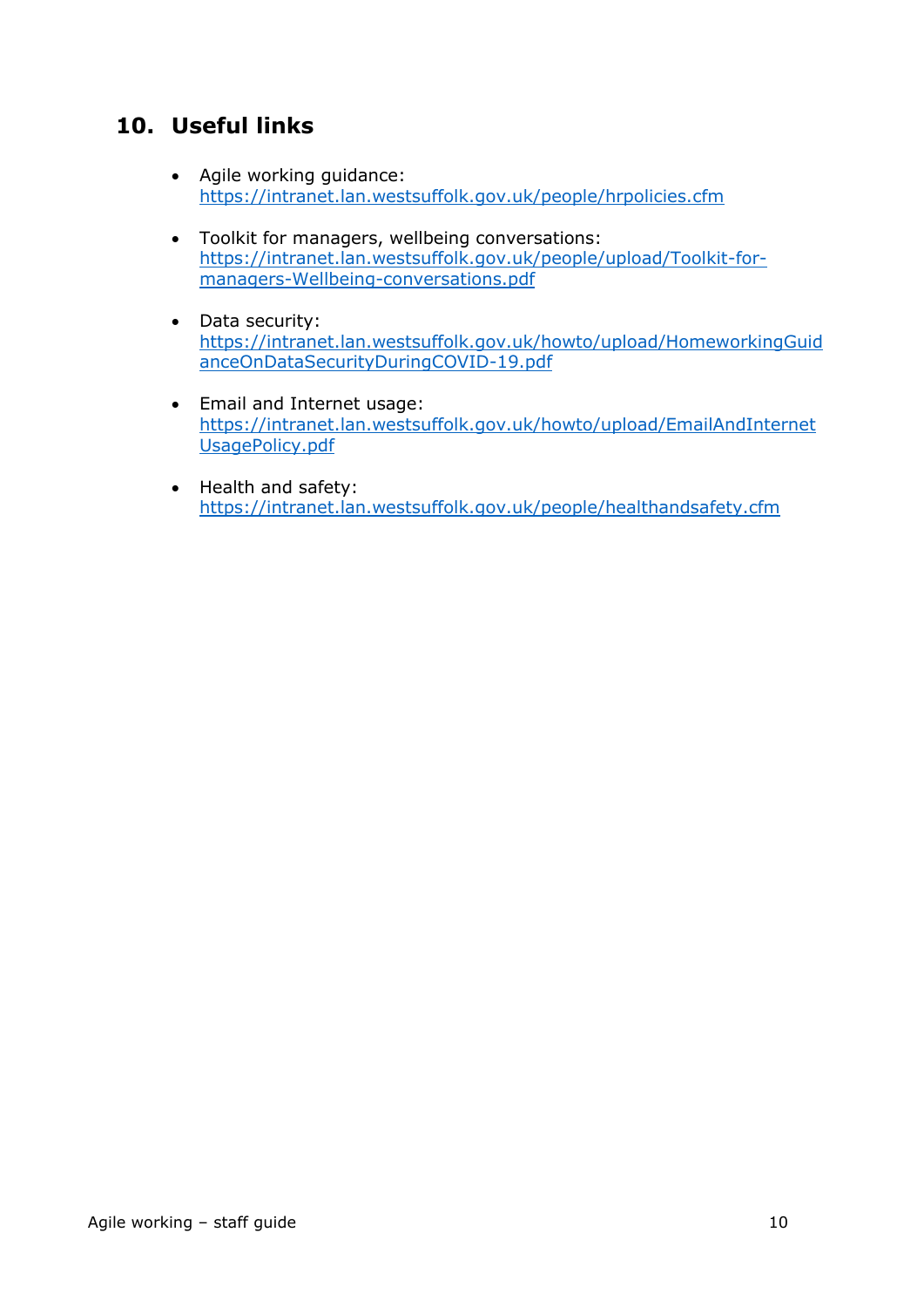## 10. Useful links

- Agile working guidance: https://intranet.lan.westsuffolk.gov.uk/people/hrpolicies.cfm
- Toolkit for managers, wellbeing conversations: https://intranet.lan.westsuffolk.gov.uk/people/upload/Toolkit-for-managers-Wellbeing-conversations.pdf
- Data security: https://intranet.lan.westsuffolk.gov.uk/howto/upload/HomeworkingGuidanceOnDataSecurityDuringCOVID-19.pdf
- Email and Internet usage: https://intranet.lan.westsuffolk.gov.uk/howto/upload/EmailAndInternetUsagePolicy.pdf
- Health and safety: https://intranet.lan.westsuffolk.gov.uk/people/healthandsafety.cfm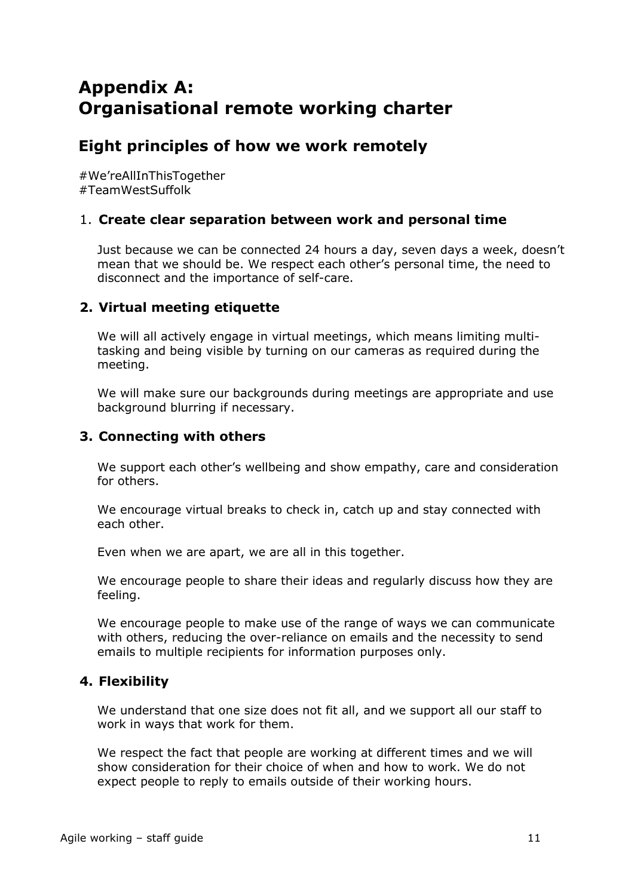# Appendix A: Organisational remote working charter

## Eight principles of how we work remotely

#We'reAllInThisTogether
#TeamWestSuffolk

### 1. Create clear separation between work and personal time

Just because we can be connected 24 hours a day, seven days a week, doesn't mean that we should be. We respect each other's personal time, the need to disconnect and the importance of self-care.

### 2. Virtual meeting etiquette

We will all actively engage in virtual meetings, which means limiting multi-tasking and being visible by turning on our cameras as required during the meeting.

We will make sure our backgrounds during meetings are appropriate and use background blurring if necessary.

### 3. Connecting with others

We support each other's wellbeing and show empathy, care and consideration for others.

We encourage virtual breaks to check in, catch up and stay connected with each other.

Even when we are apart, we are all in this together.

We encourage people to share their ideas and regularly discuss how they are feeling.

We encourage people to make use of the range of ways we can communicate with others, reducing the over-reliance on emails and the necessity to send emails to multiple recipients for information purposes only.

### 4. Flexibility

We understand that one size does not fit all, and we support all our staff to work in ways that work for them.

We respect the fact that people are working at different times and we will show consideration for their choice of when and how to work. We do not expect people to reply to emails outside of their working hours.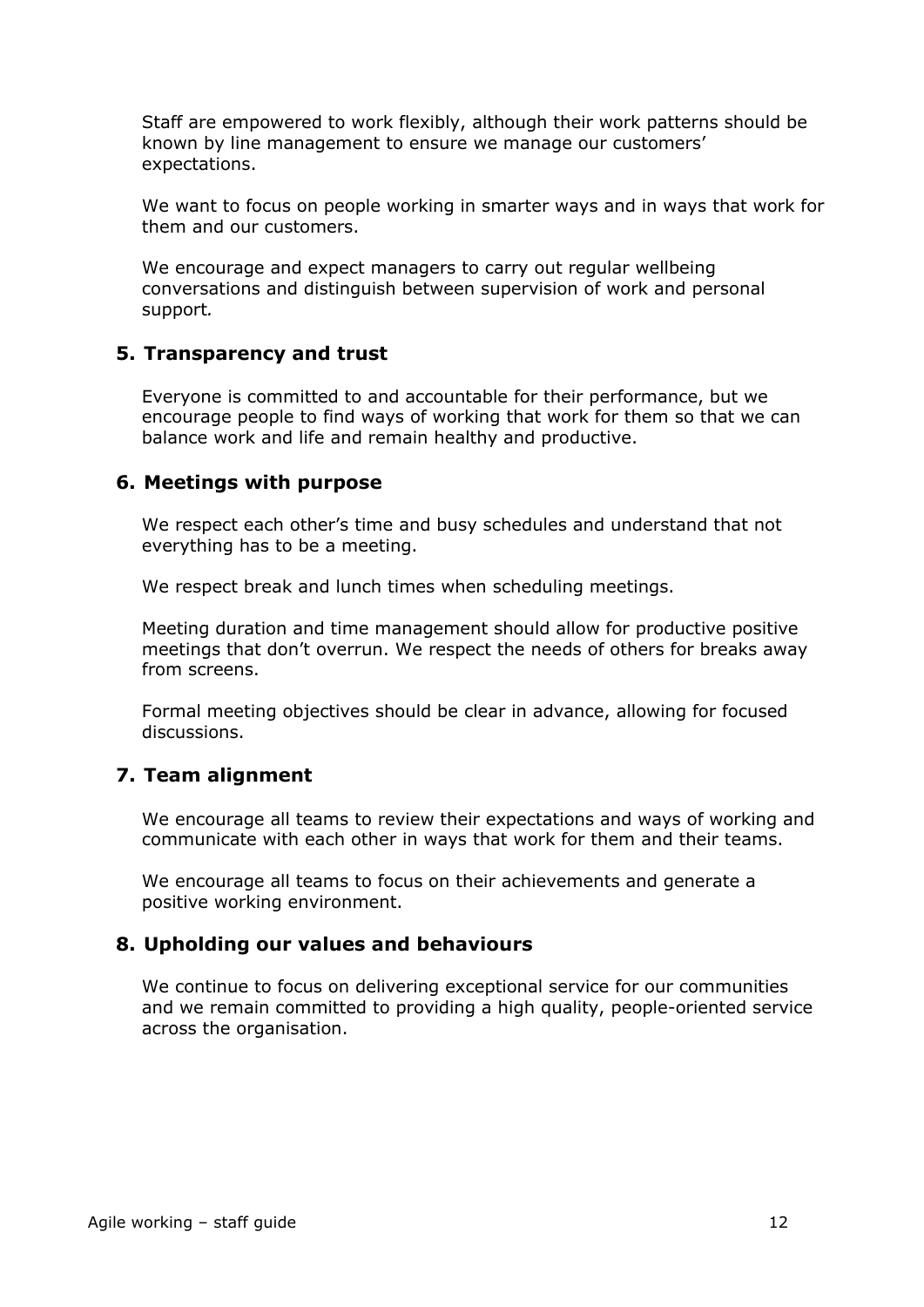Staff are empowered to work flexibly, although their work patterns should be known by line management to ensure we manage our customers' expectations.

We want to focus on people working in smarter ways and in ways that work for them and our customers.

We encourage and expect managers to carry out regular wellbeing conversations and distinguish between supervision of work and personal support.

## 5. Transparency and trust

Everyone is committed to and accountable for their performance, but we encourage people to find ways of working that work for them so that we can balance work and life and remain healthy and productive.

## 6. Meetings with purpose

We respect each other's time and busy schedules and understand that not everything has to be a meeting.

We respect break and lunch times when scheduling meetings.

Meeting duration and time management should allow for productive positive meetings that don't overrun. We respect the needs of others for breaks away from screens.

Formal meeting objectives should be clear in advance, allowing for focused discussions.

## 7. Team alignment

We encourage all teams to review their expectations and ways of working and communicate with each other in ways that work for them and their teams.

We encourage all teams to focus on their achievements and generate a positive working environment.

## 8. Upholding our values and behaviours

We continue to focus on delivering exceptional service for our communities and we remain committed to providing a high quality, people-oriented service across the organisation.